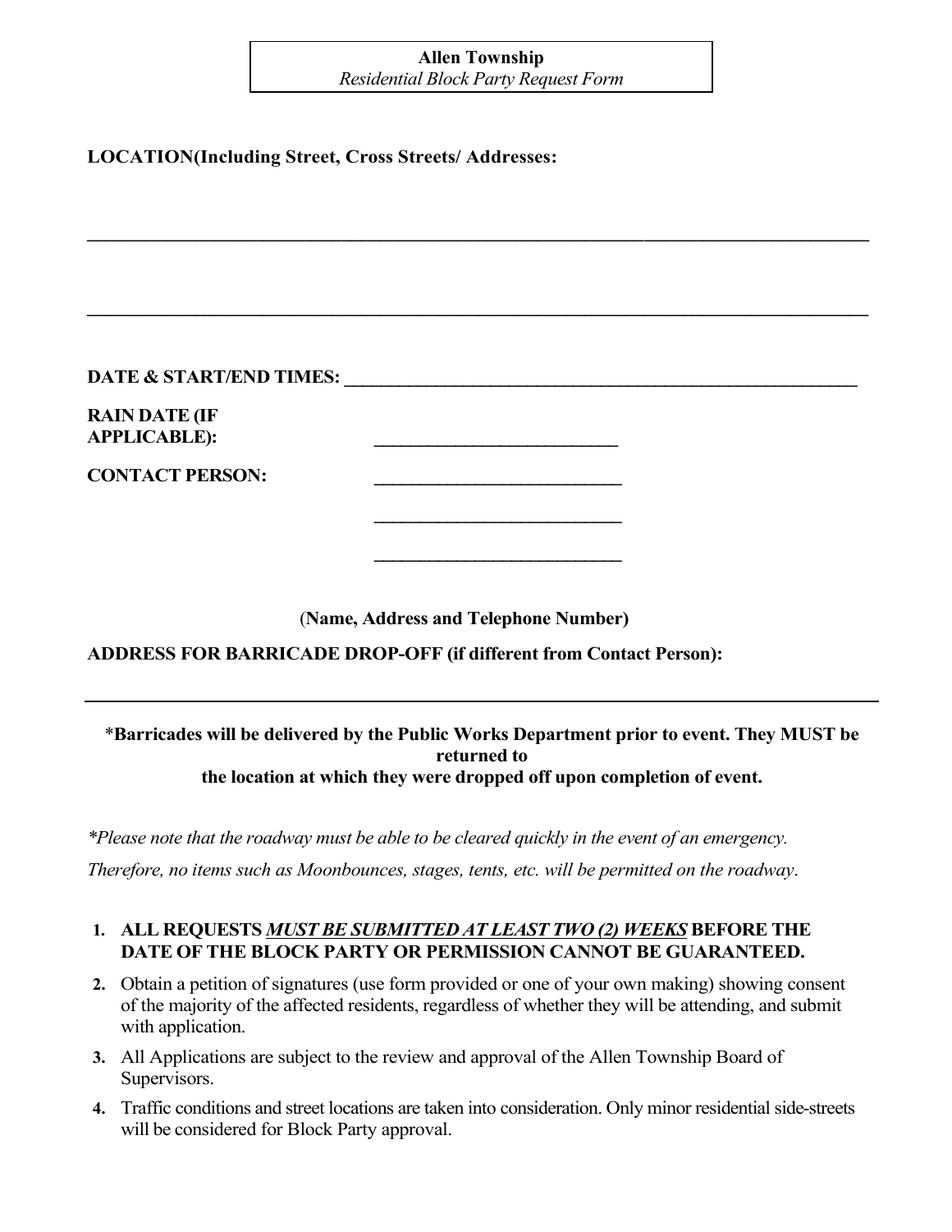**Allen Township**
*Residential Block Party Request Form*

**LOCATION(Including Street, Cross Streets/ Addresses:**

\_\_\_\_\_\_\_\_\_\_\_\_\_\_\_\_\_\_\_\_\_\_\_\_\_\_\_\_\_\_\_\_\_\_\_\_\_\_\_\_\_\_\_\_\_\_\_\_\_\_\_\_\_\_\_\_\_\_\_\_\_\_\_\_\_\_\_\_\_\_\_\_\_\_\_\_\_\_

\_\_\_\_\_\_\_\_\_\_\_\_\_\_\_\_\_\_\_\_\_\_\_\_\_\_\_\_\_\_\_\_\_\_\_\_\_\_\_\_\_\_\_\_\_\_\_\_\_\_\_\_\_\_\_\_\_\_\_\_\_\_\_\_\_\_\_\_\_\_\_\_\_\_\_\_\_\_

**DATE & START/END TIMES:** \_\_\_\_\_\_\_\_\_\_\_\_\_\_\_\_\_\_\_\_\_\_\_\_\_\_\_\_\_\_\_\_\_\_\_\_\_\_\_\_\_\_\_\_\_\_\_\_\_\_\_\_\_\_

**RAIN DATE (IF APPLICABLE):** \_\_\_\_\_\_\_\_\_\_\_\_\_\_\_\_\_\_\_\_\_\_\_\_\_\_\_

**CONTACT PERSON:** \_\_\_\_\_\_\_\_\_\_\_\_\_\_\_\_\_\_\_\_\_\_\_\_\_\_\_

\_\_\_\_\_\_\_\_\_\_\_\_\_\_\_\_\_\_\_\_\_\_\_\_\_\_\_

\_\_\_\_\_\_\_\_\_\_\_\_\_\_\_\_\_\_\_\_\_\_\_\_\_\_\_

**(Name, Address and Telephone Number)**

**ADDRESS FOR BARRICADE DROP-OFF (if different from Contact Person):**

\_\_\_\_\_\_\_\_\_\_\_\_\_\_\_\_\_\_\_\_\_\_\_\_\_\_\_\_\_\_\_\_\_\_\_\_\_\_\_\_\_\_\_\_\_\_\_\_\_\_\_\_\_\_\_\_\_\_\_\_\_\_\_\_\_\_\_\_\_\_\_\_\_\_\_\_\_\_

*__Barricades will be delivered by the Public Works Department prior to event. They MUST be returned to the location at which they were dropped off upon completion of event.__*

*\*Please note that the roadway must be able to be cleared quickly in the event of an emergency. Therefore, no items such as Moonbounces, stages, tents, etc. will be permitted on the roadway.*

1. **ALL REQUESTS *<u>MUST BE SUBMITTED AT LEAST TWO (2) WEEKS</u>* BEFORE THE DATE OF THE BLOCK PARTY OR PERMISSION CANNOT BE GUARANTEED.**
2. Obtain a petition of signatures (use form provided or one of your own making) showing consent of the majority of the affected residents, regardless of whether they will be attending, and submit with application.
3. All Applications are subject to the review and approval of the Allen Township Board of Supervisors.
4. Traffic conditions and street locations are taken into consideration. Only minor residential side-streets will be considered for Block Party approval.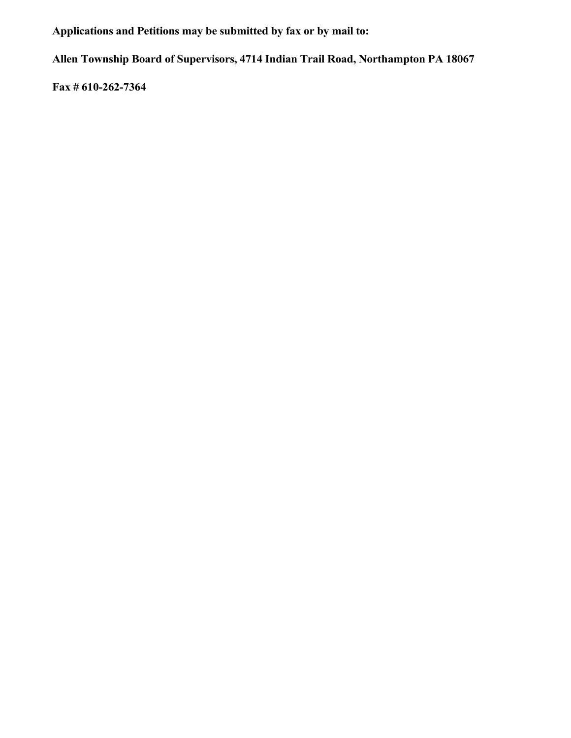**Applications and Petitions may be submitted by fax or by mail to:**

**Allen Township Board of Supervisors, 4714 Indian Trail Road, Northampton PA 18067**

**Fax # 610-262-7364**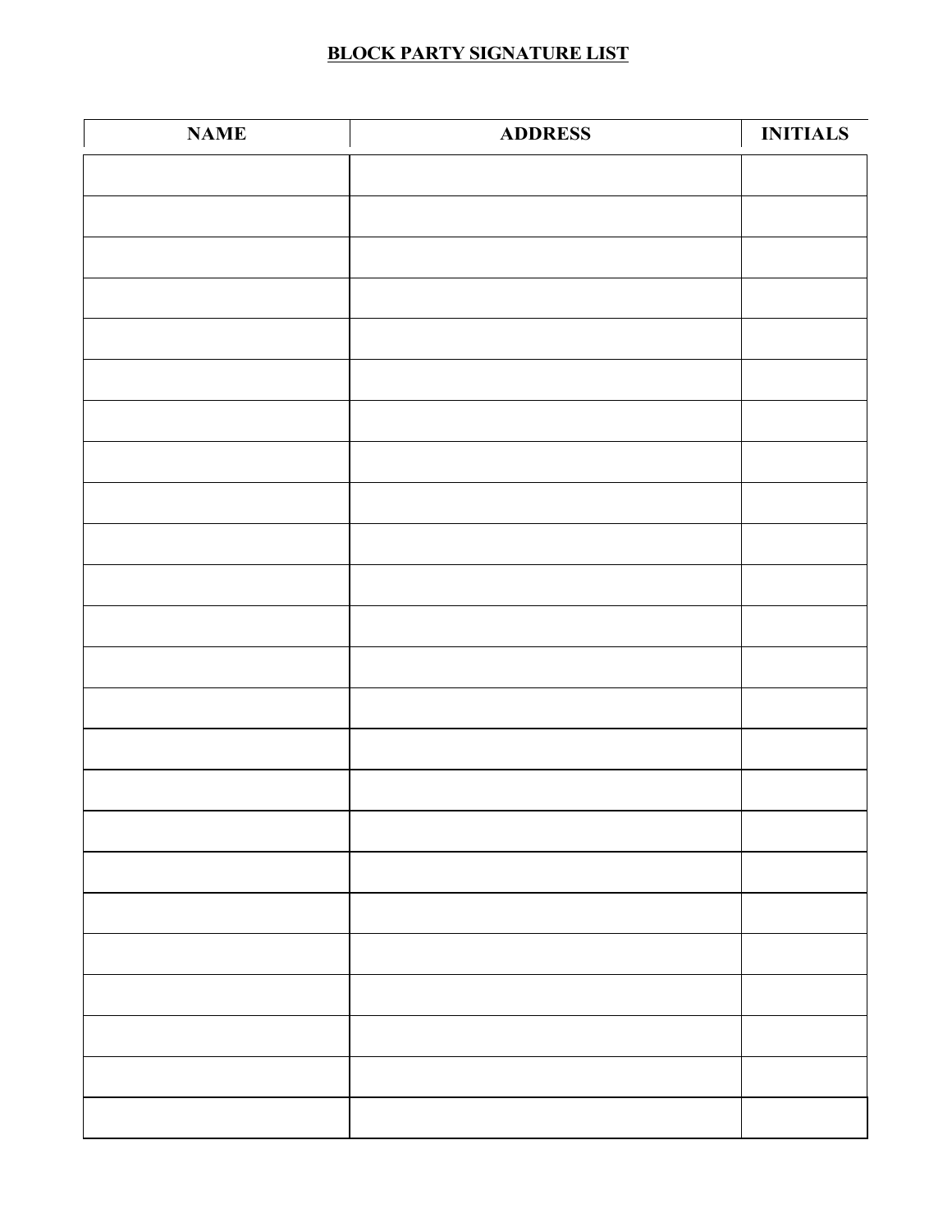**BLOCK PARTY SIGNATURE LIST**

| NAME | ADDRESS | INITIALS |
|---|---|---|
| | | |
| | | |
| | | |
| | | |
| | | |
| | | |
| | | |
| | | |
| | | |
| | | |
| | | |
| | | |
| | | |
| | | |
| | | |
| | | |
| | | |
| | | |
| | | |
| | | |
| | | |
| | | |
| | | |
| | | |